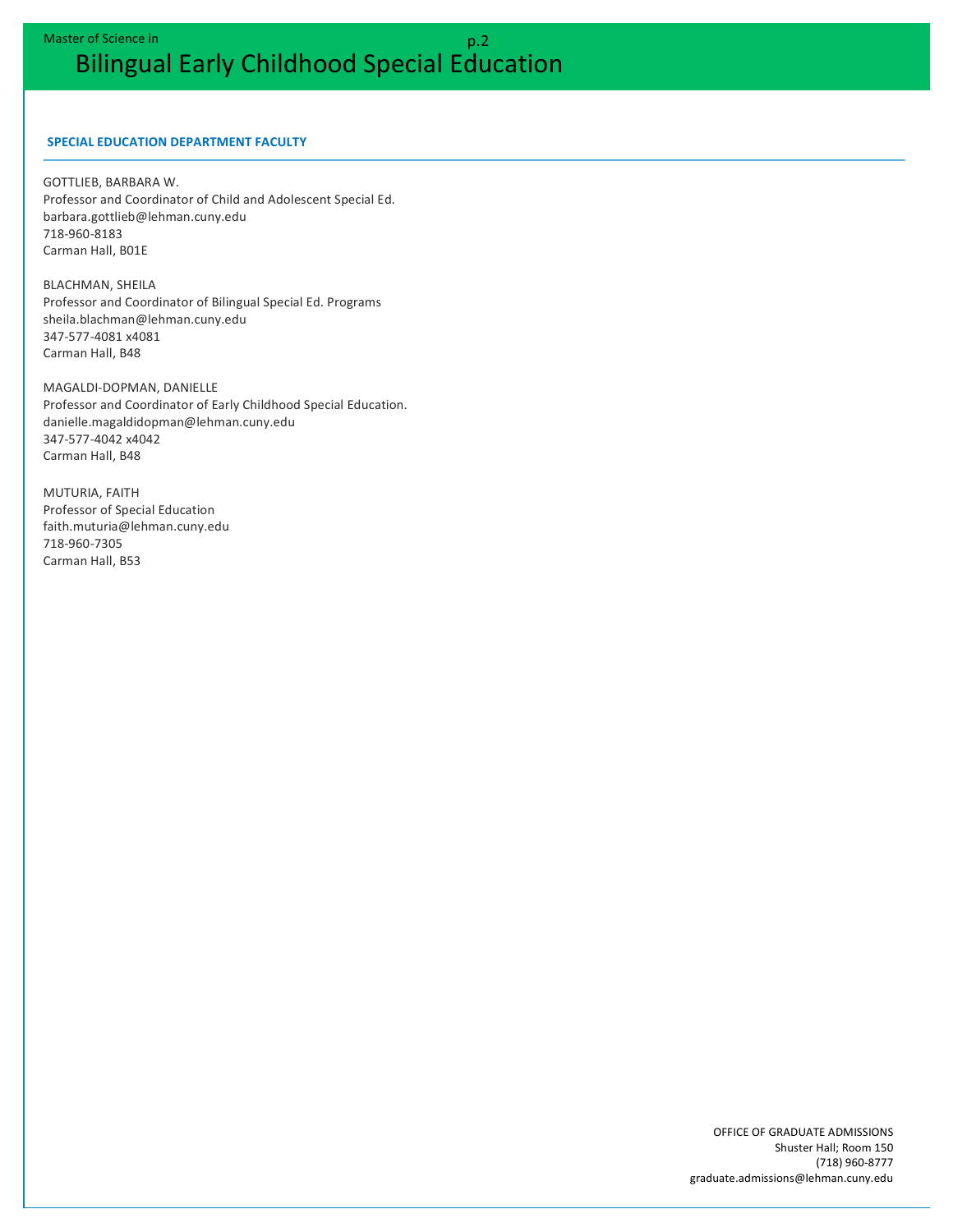Master of Science in

# Bilingual Early Childhood Special Education

## SPECIAL EDUCATION DEPARTMENT FACULTY

GOTTLIEB, BARBARA W.
Professor and Coordinator of Child and Adolescent Special Ed.
barbara.gottlieb@lehman.cuny.edu
718-960-8183
Carman Hall, B01E

BLACHMAN, SHEILA
Professor and Coordinator of Bilingual Special Ed. Programs
sheila.blachman@lehman.cuny.edu
347-577-4081 x4081
Carman Hall, B48

MAGALDI-DOPMAN, DANIELLE
Professor and Coordinator of Early Childhood Special Education.
danielle.magaldidopman@lehman.cuny.edu
347-577-4042 x4042
Carman Hall, B48

MUTURIA, FAITH
Professor of Special Education
faith.muturia@lehman.cuny.edu
718-960-7305
Carman Hall, B53

OFFICE OF GRADUATE ADMISSIONS
Shuster Hall; Room 150
(718) 960-8777
graduate.admissions@lehman.cuny.edu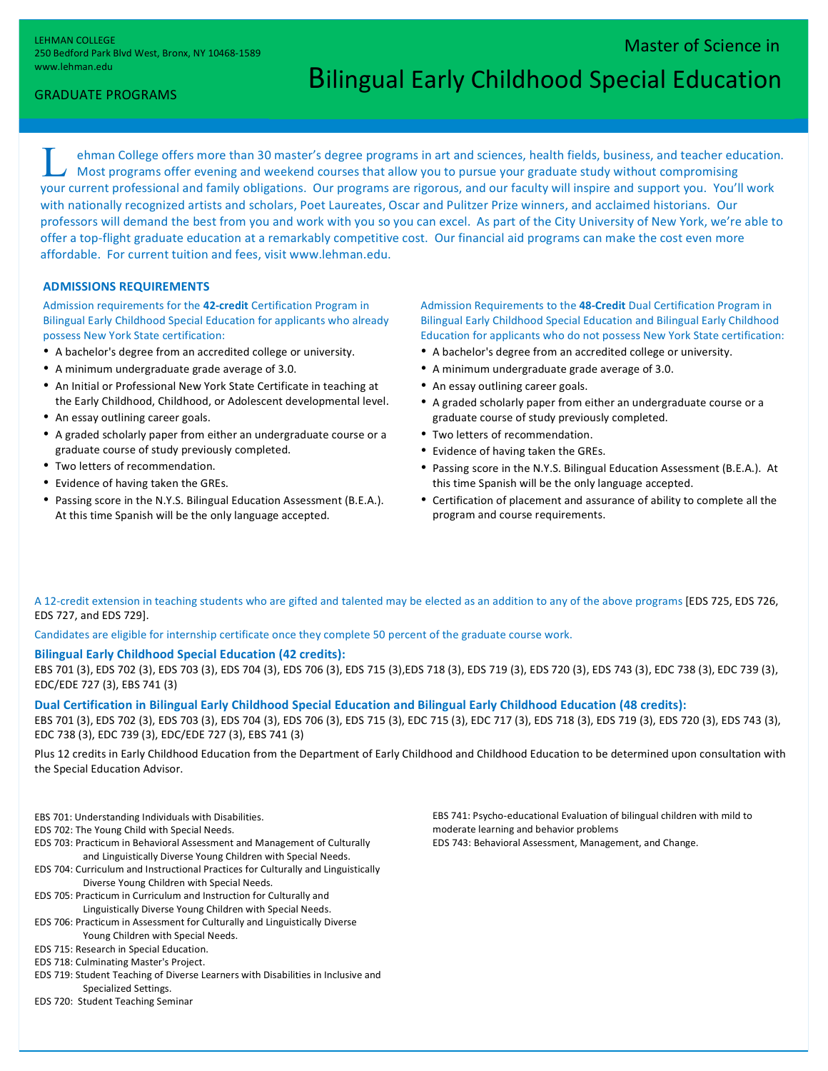LEHMAN COLLEGE
250 Bedford Park Blvd West, Bronx, NY 10468-1589
www.lehman.edu

GRADUATE PROGRAMS

# Master of Science in Bilingual Early Childhood Special Education

Lehman College offers more than 30 master's degree programs in art and sciences, health fields, business, and teacher education. Most programs offer evening and weekend courses that allow you to pursue your graduate study without compromising your current professional and family obligations. Our programs are rigorous, and our faculty will inspire and support you. You'll work with nationally recognized artists and scholars, Poet Laureates, Oscar and Pulitzer Prize winners, and acclaimed historians. Our professors will demand the best from you and work with you so you can excel. As part of the City University of New York, we're able to offer a top-flight graduate education at a remarkably competitive cost. Our financial aid programs can make the cost even more affordable. For current tuition and fees, visit www.lehman.edu.

## ADMISSIONS REQUIREMENTS

Admission requirements for the **42-credit** Certification Program in Bilingual Early Childhood Special Education for applicants who already possess New York State certification:

- A bachelor's degree from an accredited college or university.
- A minimum undergraduate grade average of 3.0.
- An Initial or Professional New York State Certificate in teaching at the Early Childhood, Childhood, or Adolescent developmental level.
- An essay outlining career goals.
- A graded scholarly paper from either an undergraduate course or a graduate course of study previously completed.
- Two letters of recommendation.
- Evidence of having taken the GREs.
- Passing score in the N.Y.S. Bilingual Education Assessment (B.E.A.). At this time Spanish will be the only language accepted.

Admission Requirements to the **48-Credit** Dual Certification Program in Bilingual Early Childhood Special Education and Bilingual Early Childhood Education for applicants who do not possess New York State certification:

- A bachelor's degree from an accredited college or university.
- A minimum undergraduate grade average of 3.0.
- An essay outlining career goals.
- A graded scholarly paper from either an undergraduate course or a graduate course of study previously completed.
- Two letters of recommendation.
- Evidence of having taken the GREs.
- Passing score in the N.Y.S. Bilingual Education Assessment (B.E.A.). At this time Spanish will be the only language accepted.
- Certification of placement and assurance of ability to complete all the program and course requirements.

A 12-credit extension in teaching students who are gifted and talented may be elected as an addition to any of the above programs [EDS 725, EDS 726, EDS 727, and EDS 729].

Candidates are eligible for internship certificate once they complete 50 percent of the graduate course work.

### Bilingual Early Childhood Special Education (42 credits):

EBS 701 (3), EDS 702 (3), EDS 703 (3), EDS 704 (3), EDS 706 (3), EDS 715 (3),EDS 718 (3), EDS 719 (3), EDS 720 (3), EDS 743 (3), EDC 738 (3), EDC 739 (3), EDC/EDE 727 (3), EBS 741 (3)

### Dual Certification in Bilingual Early Childhood Special Education and Bilingual Early Childhood Education (48 credits):

EBS 701 (3), EDS 702 (3), EDS 703 (3), EDS 704 (3), EDS 706 (3), EDS 715 (3), EDC 715 (3), EDC 717 (3), EDS 718 (3), EDS 719 (3), EDS 720 (3), EDS 743 (3), EDC 738 (3), EDC 739 (3), EDC/EDE 727 (3), EBS 741 (3)

Plus 12 credits in Early Childhood Education from the Department of Early Childhood and Childhood Education to be determined upon consultation with the Special Education Advisor.

EBS 701: Understanding Individuals with Disabilities.
EDS 702: The Young Child with Special Needs.
EDS 703: Practicum in Behavioral Assessment and Management of Culturally and Linguistically Diverse Young Children with Special Needs.
EDS 704: Curriculum and Instructional Practices for Culturally and Linguistically Diverse Young Children with Special Needs.
EDS 705: Practicum in Curriculum and Instruction for Culturally and Linguistically Diverse Young Children with Special Needs.
EDS 706: Practicum in Assessment for Culturally and Linguistically Diverse Young Children with Special Needs.
EDS 715: Research in Special Education.
EDS 718: Culminating Master's Project.
EDS 719: Student Teaching of Diverse Learners with Disabilities in Inclusive and Specialized Settings.
EDS 720: Student Teaching Seminar
EBS 741: Psycho-educational Evaluation of bilingual children with mild to moderate learning and behavior problems
EDS 743: Behavioral Assessment, Management, and Change.